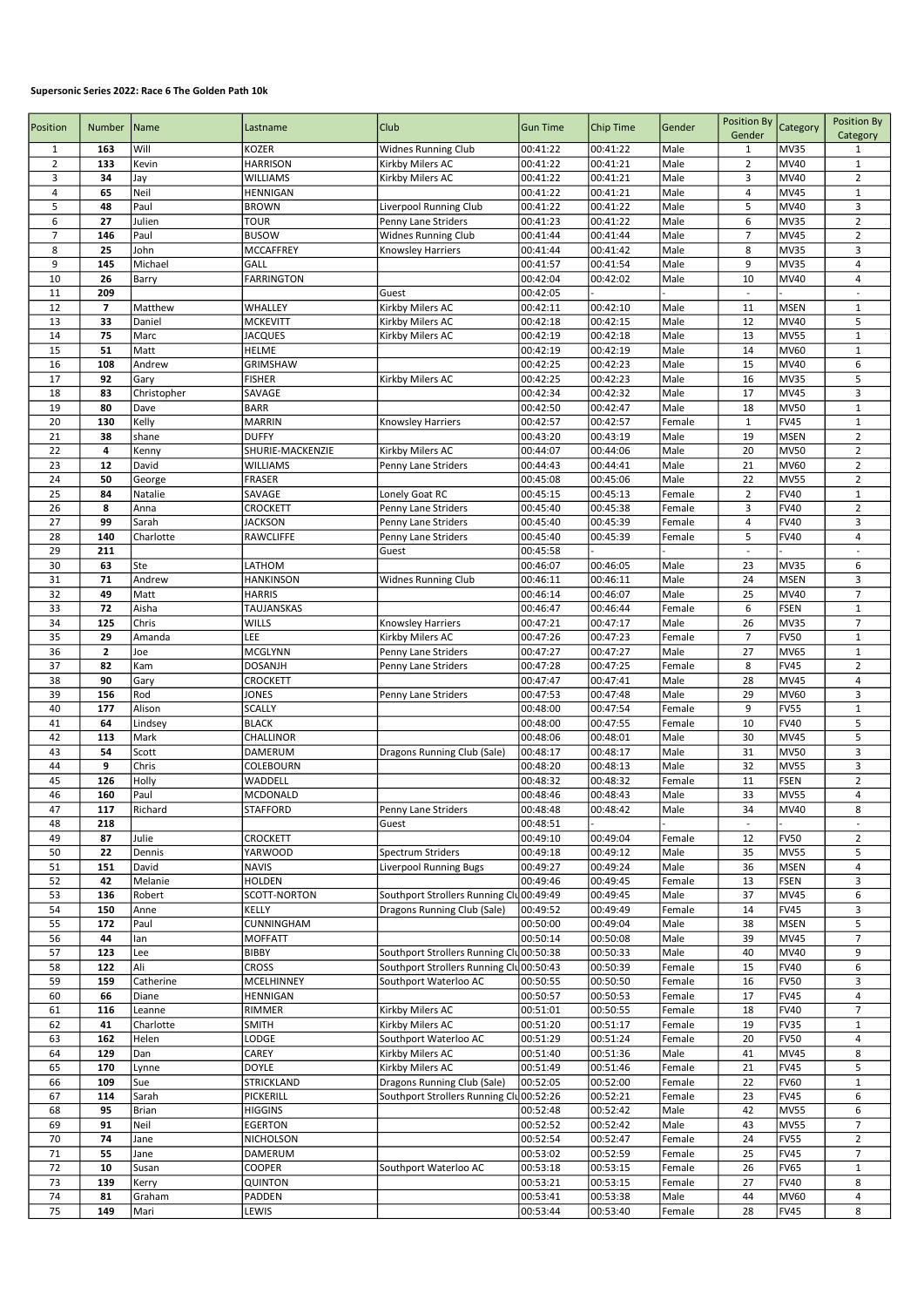**Supersonic Series 2022: Race 6 The Golden Path 10k**

| Position | Number | Name | Lastname | Club | Gun Time | Chip Time | Gender | Position By Gender | Category | Position By Category |
|---|---|---|---|---|---|---|---|---|---|---|
| 1 | 163 | Will | KOZER | Widnes Running Club | 00:41:22 | 00:41:22 | Male | 1 | MV35 | 1 |
| 2 | 133 | Kevin | HARRISON | Kirkby Milers AC | 00:41:22 | 00:41:21 | Male | 2 | MV40 | 1 |
| 3 | 34 | Jay | WILLIAMS | Kirkby Milers AC | 00:41:22 | 00:41:21 | Male | 3 | MV40 | 2 |
| 4 | 65 | Neil | HENNIGAN | | 00:41:22 | 00:41:21 | Male | 4 | MV45 | 1 |
| 5 | 48 | Paul | BROWN | Liverpool Running Club | 00:41:22 | 00:41:22 | Male | 5 | MV40 | 3 |
| 6 | 27 | Julien | TOUR | Penny Lane Striders | 00:41:23 | 00:41:22 | Male | 6 | MV35 | 2 |
| 7 | 146 | Paul | BUSOW | Widnes Running Club | 00:41:44 | 00:41:44 | Male | 7 | MV45 | 2 |
| 8 | 25 | John | MCCAFFREY | Knowsley Harriers | 00:41:44 | 00:41:42 | Male | 8 | MV35 | 3 |
| 9 | 145 | Michael | GALL | | 00:41:57 | 00:41:54 | Male | 9 | MV35 | 4 |
| 10 | 26 | Barry | FARRINGTON | | 00:42:04 | 00:42:02 | Male | 10 | MV40 | 4 |
| 11 | 209 | | | Guest | 00:42:05 | - | - | - | - | - |
| 12 | 7 | Matthew | WHALLEY | Kirkby Milers AC | 00:42:11 | 00:42:10 | Male | 11 | MSEN | 1 |
| 13 | 33 | Daniel | MCKEVITT | Kirkby Milers AC | 00:42:18 | 00:42:15 | Male | 12 | MV40 | 5 |
| 14 | 75 | Marc | JACQUES | Kirkby Milers AC | 00:42:19 | 00:42:18 | Male | 13 | MV55 | 1 |
| 15 | 51 | Matt | HELME | | 00:42:19 | 00:42:19 | Male | 14 | MV60 | 1 |
| 16 | 108 | Andrew | GRIMSHAW | | 00:42:25 | 00:42:23 | Male | 15 | MV40 | 6 |
| 17 | 92 | Gary | FISHER | Kirkby Milers AC | 00:42:25 | 00:42:23 | Male | 16 | MV35 | 5 |
| 18 | 83 | Christopher | SAVAGE | | 00:42:34 | 00:42:32 | Male | 17 | MV45 | 3 |
| 19 | 80 | Dave | BARR | | 00:42:50 | 00:42:47 | Male | 18 | MV50 | 1 |
| 20 | 130 | Kelly | MARRIN | Knowsley Harriers | 00:42:57 | 00:42:57 | Female | 1 | FV45 | 1 |
| 21 | 38 | shane | DUFFY | | 00:43:20 | 00:43:19 | Male | 19 | MSEN | 2 |
| 22 | 4 | Kenny | SHURIE-MACKENZIE | Kirkby Milers AC | 00:44:07 | 00:44:06 | Male | 20 | MV50 | 2 |
| 23 | 12 | David | WILLIAMS | Penny Lane Striders | 00:44:43 | 00:44:41 | Male | 21 | MV60 | 2 |
| 24 | 50 | George | FRASER | | 00:45:08 | 00:45:06 | Male | 22 | MV55 | 2 |
| 25 | 84 | Natalie | SAVAGE | Lonely Goat RC | 00:45:15 | 00:45:13 | Female | 2 | FV40 | 1 |
| 26 | 8 | Anna | CROCKETT | Penny Lane Striders | 00:45:40 | 00:45:38 | Female | 3 | FV40 | 2 |
| 27 | 99 | Sarah | JACKSON | Penny Lane Striders | 00:45:40 | 00:45:39 | Female | 4 | FV40 | 3 |
| 28 | 140 | Charlotte | RAWCLIFFE | Penny Lane Striders | 00:45:40 | 00:45:39 | Female | 5 | FV40 | 4 |
| 29 | 211 | | | Guest | 00:45:58 | - | - | - | - | - |
| 30 | 63 | Ste | LATHOM | | 00:46:07 | 00:46:05 | Male | 23 | MV35 | 6 |
| 31 | 71 | Andrew | HANKINSON | Widnes Running Club | 00:46:11 | 00:46:11 | Male | 24 | MSEN | 3 |
| 32 | 49 | Matt | HARRIS | | 00:46:14 | 00:46:07 | Male | 25 | MV40 | 7 |
| 33 | 72 | Aisha | TAUJANSKAS | | 00:46:47 | 00:46:44 | Female | 6 | FSEN | 1 |
| 34 | 125 | Chris | WILLS | Knowsley Harriers | 00:47:21 | 00:47:17 | Male | 26 | MV35 | 7 |
| 35 | 29 | Amanda | LEE | Kirkby Milers AC | 00:47:26 | 00:47:23 | Female | 7 | FV50 | 1 |
| 36 | 2 | Joe | MCGLYNN | Penny Lane Striders | 00:47:27 | 00:47:27 | Male | 27 | MV65 | 1 |
| 37 | 82 | Kam | DOSANJH | Penny Lane Striders | 00:47:28 | 00:47:25 | Female | 8 | FV45 | 2 |
| 38 | 90 | Gary | CROCKETT | | 00:47:47 | 00:47:41 | Male | 28 | MV45 | 4 |
| 39 | 156 | Rod | JONES | Penny Lane Striders | 00:47:53 | 00:47:48 | Male | 29 | MV60 | 3 |
| 40 | 177 | Alison | SCALLY | | 00:48:00 | 00:47:54 | Female | 9 | FV55 | 1 |
| 41 | 64 | Lindsey | BLACK | | 00:48:00 | 00:47:55 | Female | 10 | FV40 | 5 |
| 42 | 113 | Mark | CHALLINOR | | 00:48:06 | 00:48:01 | Male | 30 | MV45 | 5 |
| 43 | 54 | Scott | DAMERUM | Dragons Running Club (Sale) | 00:48:17 | 00:48:17 | Male | 31 | MV50 | 3 |
| 44 | 9 | Chris | COLEBOURN | | 00:48:20 | 00:48:13 | Male | 32 | MV55 | 3 |
| 45 | 126 | Holly | WADDELL | | 00:48:32 | 00:48:32 | Female | 11 | FSEN | 2 |
| 46 | 160 | Paul | MCDONALD | | 00:48:46 | 00:48:43 | Male | 33 | MV55 | 4 |
| 47 | 117 | Richard | STAFFORD | Penny Lane Striders | 00:48:48 | 00:48:42 | Male | 34 | MV40 | 8 |
| 48 | 218 | | | Guest | 00:48:51 | - | - | - | - | - |
| 49 | 87 | Julie | CROCKETT | | 00:49:10 | 00:49:04 | Female | 12 | FV50 | 2 |
| 50 | 22 | Dennis | YARWOOD | Spectrum Striders | 00:49:18 | 00:49:12 | Male | 35 | MV55 | 5 |
| 51 | 151 | David | NAVIS | Liverpool Running Bugs | 00:49:27 | 00:49:24 | Male | 36 | MSEN | 4 |
| 52 | 42 | Melanie | HOLDEN | | 00:49:46 | 00:49:45 | Female | 13 | FSEN | 3 |
| 53 | 136 | Robert | SCOTT-NORTON | Southport Strollers Running Clu | 00:49:49 | 00:49:45 | Male | 37 | MV45 | 6 |
| 54 | 150 | Anne | KELLY | Dragons Running Club (Sale) | 00:49:52 | 00:49:49 | Female | 14 | FV45 | 3 |
| 55 | 172 | Paul | CUNNINGHAM | | 00:50:00 | 00:49:04 | Male | 38 | MSEN | 5 |
| 56 | 44 | Ian | MOFFATT | | 00:50:14 | 00:50:08 | Male | 39 | MV45 | 7 |
| 57 | 123 | Lee | BIBBY | Southport Strollers Running Clu | 00:50:38 | 00:50:33 | Male | 40 | MV40 | 9 |
| 58 | 122 | Ali | CROSS | Southport Strollers Running Clu | 00:50:43 | 00:50:39 | Female | 15 | FV40 | 6 |
| 59 | 159 | Catherine | MCELHINNEY | Southport Waterloo AC | 00:50:55 | 00:50:50 | Female | 16 | FV50 | 3 |
| 60 | 66 | Diane | HENNIGAN | | 00:50:57 | 00:50:53 | Female | 17 | FV45 | 4 |
| 61 | 116 | Leanne | RIMMER | Kirkby Milers AC | 00:51:01 | 00:50:55 | Female | 18 | FV40 | 7 |
| 62 | 41 | Charlotte | SMITH | Kirkby Milers AC | 00:51:20 | 00:51:17 | Female | 19 | FV35 | 1 |
| 63 | 162 | Helen | LODGE | Southport Waterloo AC | 00:51:29 | 00:51:24 | Female | 20 | FV50 | 4 |
| 64 | 129 | Dan | CAREY | Kirkby Milers AC | 00:51:40 | 00:51:36 | Male | 41 | MV45 | 8 |
| 65 | 170 | Lynne | DOYLE | Kirkby Milers AC | 00:51:49 | 00:51:46 | Female | 21 | FV45 | 5 |
| 66 | 109 | Sue | STRICKLAND | Dragons Running Club (Sale) | 00:52:05 | 00:52:00 | Female | 22 | FV60 | 1 |
| 67 | 114 | Sarah | PICKERILL | Southport Strollers Running Clu | 00:52:26 | 00:52:21 | Female | 23 | FV45 | 6 |
| 68 | 95 | Brian | HIGGINS | | 00:52:48 | 00:52:42 | Male | 42 | MV55 | 6 |
| 69 | 91 | Neil | EGERTON | | 00:52:52 | 00:52:42 | Male | 43 | MV55 | 7 |
| 70 | 74 | Jane | NICHOLSON | | 00:52:54 | 00:52:47 | Female | 24 | FV55 | 2 |
| 71 | 55 | Jane | DAMERUM | | 00:53:02 | 00:52:59 | Female | 25 | FV45 | 7 |
| 72 | 10 | Susan | COOPER | Southport Waterloo AC | 00:53:18 | 00:53:15 | Female | 26 | FV65 | 1 |
| 73 | 139 | Kerry | QUINTON | | 00:53:21 | 00:53:15 | Female | 27 | FV40 | 8 |
| 74 | 81 | Graham | PADDEN | | 00:53:41 | 00:53:38 | Male | 44 | MV60 | 4 |
| 75 | 149 | Mari | LEWIS | | 00:53:44 | 00:53:40 | Female | 28 | FV45 | 8 |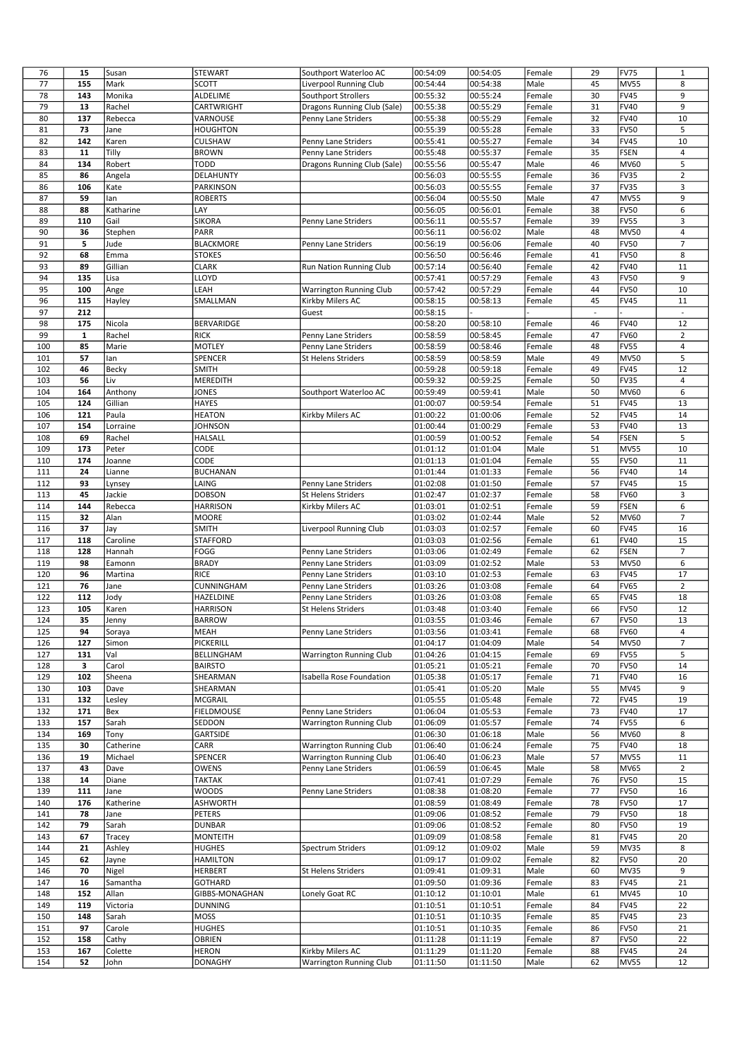| 76 | 15 | Susan | STEWART | Southport Waterloo AC | 00:54:09 | 00:54:05 | Female | 29 | FV75 | 1 |
|---|---|---|---|---|---|---|---|---|---|---|
| 77 | 155 | Mark | SCOTT | Liverpool Running Club | 00:54:44 | 00:54:38 | Male | 45 | MV55 | 8 |
| 78 | 143 | Monika | ALDELIME | Southport Strollers | 00:55:32 | 00:55:24 | Female | 30 | FV45 | 9 |
| 79 | 13 | Rachel | CARTWRIGHT | Dragons Running Club (Sale) | 00:55:38 | 00:55:29 | Female | 31 | FV40 | 9 |
| 80 | 137 | Rebecca | VARNOUSE | Penny Lane Striders | 00:55:38 | 00:55:29 | Female | 32 | FV40 | 10 |
| 81 | 73 | Jane | HOUGHTON | | 00:55:39 | 00:55:28 | Female | 33 | FV50 | 5 |
| 82 | 142 | Karen | CULSHAW | Penny Lane Striders | 00:55:41 | 00:55:27 | Female | 34 | FV45 | 10 |
| 83 | 11 | Tilly | BROWN | Penny Lane Striders | 00:55:48 | 00:55:37 | Female | 35 | FSEN | 4 |
| 84 | 134 | Robert | TODD | Dragons Running Club (Sale) | 00:55:56 | 00:55:47 | Male | 46 | MV60 | 5 |
| 85 | 86 | Angela | DELAHUNTY | | 00:56:03 | 00:55:55 | Female | 36 | FV35 | 2 |
| 86 | 106 | Kate | PARKINSON | | 00:56:03 | 00:55:55 | Female | 37 | FV35 | 3 |
| 87 | 59 | Ian | ROBERTS | | 00:56:04 | 00:55:50 | Male | 47 | MV55 | 9 |
| 88 | 88 | Katharine | LAY | | 00:56:05 | 00:56:01 | Female | 38 | FV50 | 6 |
| 89 | 110 | Gail | SIKORA | Penny Lane Striders | 00:56:11 | 00:55:57 | Female | 39 | FV55 | 3 |
| 90 | 36 | Stephen | PARR | | 00:56:11 | 00:56:02 | Male | 48 | MV50 | 4 |
| 91 | 5 | Jude | BLACKMORE | Penny Lane Striders | 00:56:19 | 00:56:06 | Female | 40 | FV50 | 7 |
| 92 | 68 | Emma | STOKES | | 00:56:50 | 00:56:46 | Female | 41 | FV50 | 8 |
| 93 | 89 | Gillian | CLARK | Run Nation Running Club | 00:57:14 | 00:56:40 | Female | 42 | FV40 | 11 |
| 94 | 135 | Lisa | LLOYD | | 00:57:41 | 00:57:29 | Female | 43 | FV50 | 9 |
| 95 | 100 | Ange | LEAH | Warrington Running Club | 00:57:42 | 00:57:29 | Female | 44 | FV50 | 10 |
| 96 | 115 | Hayley | SMALLMAN | Kirkby Milers AC | 00:58:15 | 00:58:13 | Female | 45 | FV45 | 11 |
| 97 | 212 | | | Guest | 00:58:15 | - | - | - | - | - |
| 98 | 175 | Nicola | BERVARIDGE | | 00:58:20 | 00:58:10 | Female | 46 | FV40 | 12 |
| 99 | 1 | Rachel | RICK | Penny Lane Striders | 00:58:59 | 00:58:45 | Female | 47 | FV60 | 2 |
| 100 | 85 | Marie | MOTLEY | Penny Lane Striders | 00:58:59 | 00:58:46 | Female | 48 | FV55 | 4 |
| 101 | 57 | Ian | SPENCER | St Helens Striders | 00:58:59 | 00:58:59 | Male | 49 | MV50 | 5 |
| 102 | 46 | Becky | SMITH | | 00:59:28 | 00:59:18 | Female | 49 | FV45 | 12 |
| 103 | 56 | Liv | MEREDITH | | 00:59:32 | 00:59:25 | Female | 50 | FV35 | 4 |
| 104 | 164 | Anthony | JONES | Southport Waterloo AC | 00:59:49 | 00:59:41 | Male | 50 | MV60 | 6 |
| 105 | 124 | Gillian | HAYES | | 01:00:07 | 00:59:54 | Female | 51 | FV45 | 13 |
| 106 | 121 | Paula | HEATON | Kirkby Milers AC | 01:00:22 | 01:00:06 | Female | 52 | FV45 | 14 |
| 107 | 154 | Lorraine | JOHNSON | | 01:00:44 | 01:00:29 | Female | 53 | FV40 | 13 |
| 108 | 69 | Rachel | HALSALL | | 01:00:59 | 01:00:52 | Female | 54 | FSEN | 5 |
| 109 | 173 | Peter | CODE | | 01:01:12 | 01:01:04 | Male | 51 | MV55 | 10 |
| 110 | 174 | Joanne | CODE | | 01:01:13 | 01:01:04 | Female | 55 | FV50 | 11 |
| 111 | 24 | Lianne | BUCHANAN | | 01:01:44 | 01:01:33 | Female | 56 | FV40 | 14 |
| 112 | 93 | Lynsey | LAING | Penny Lane Striders | 01:02:08 | 01:01:50 | Female | 57 | FV45 | 15 |
| 113 | 45 | Jackie | DOBSON | St Helens Striders | 01:02:47 | 01:02:37 | Female | 58 | FV60 | 3 |
| 114 | 144 | Rebecca | HARRISON | Kirkby Milers AC | 01:03:01 | 01:02:51 | Female | 59 | FSEN | 6 |
| 115 | 32 | Alan | MOORE | | 01:03:02 | 01:02:44 | Male | 52 | MV60 | 7 |
| 116 | 37 | Jay | SMITH | Liverpool Running Club | 01:03:03 | 01:02:57 | Female | 60 | FV45 | 16 |
| 117 | 118 | Caroline | STAFFORD | | 01:03:03 | 01:02:56 | Female | 61 | FV40 | 15 |
| 118 | 128 | Hannah | FOGG | Penny Lane Striders | 01:03:06 | 01:02:49 | Female | 62 | FSEN | 7 |
| 119 | 98 | Eamonn | BRADY | Penny Lane Striders | 01:03:09 | 01:02:52 | Male | 53 | MV50 | 6 |
| 120 | 96 | Martina | RICE | Penny Lane Striders | 01:03:10 | 01:02:53 | Female | 63 | FV45 | 17 |
| 121 | 76 | Jane | CUNNINGHAM | Penny Lane Striders | 01:03:26 | 01:03:08 | Female | 64 | FV65 | 2 |
| 122 | 112 | Jody | HAZELDINE | Penny Lane Striders | 01:03:26 | 01:03:08 | Female | 65 | FV45 | 18 |
| 123 | 105 | Karen | HARRISON | St Helens Striders | 01:03:48 | 01:03:40 | Female | 66 | FV50 | 12 |
| 124 | 35 | Jenny | BARROW | | 01:03:55 | 01:03:46 | Female | 67 | FV50 | 13 |
| 125 | 94 | Soraya | MEAH | Penny Lane Striders | 01:03:56 | 01:03:41 | Female | 68 | FV60 | 4 |
| 126 | 127 | Simon | PICKERILL | | 01:04:17 | 01:04:09 | Male | 54 | MV50 | 7 |
| 127 | 131 | Val | BELLINGHAM | Warrington Running Club | 01:04:26 | 01:04:15 | Female | 69 | FV55 | 5 |
| 128 | 3 | Carol | BAIRSTO | | 01:05:21 | 01:05:21 | Female | 70 | FV50 | 14 |
| 129 | 102 | Sheena | SHEARMAN | Isabella Rose Foundation | 01:05:38 | 01:05:17 | Female | 71 | FV40 | 16 |
| 130 | 103 | Dave | SHEARMAN | | 01:05:41 | 01:05:20 | Male | 55 | MV45 | 9 |
| 131 | 132 | Lesley | MCGRAIL | | 01:05:55 | 01:05:48 | Female | 72 | FV45 | 19 |
| 132 | 171 | Bex | FIELDMOUSE | Penny Lane Striders | 01:06:04 | 01:05:53 | Female | 73 | FV40 | 17 |
| 133 | 157 | Sarah | SEDDON | Warrington Running Club | 01:06:09 | 01:05:57 | Female | 74 | FV55 | 6 |
| 134 | 169 | Tony | GARTSIDE | | 01:06:30 | 01:06:18 | Male | 56 | MV60 | 8 |
| 135 | 30 | Catherine | CARR | Warrington Running Club | 01:06:40 | 01:06:24 | Female | 75 | FV40 | 18 |
| 136 | 19 | Michael | SPENCER | Warrington Running Club | 01:06:40 | 01:06:23 | Male | 57 | MV55 | 11 |
| 137 | 43 | Dave | OWENS | Penny Lane Striders | 01:06:59 | 01:06:45 | Male | 58 | MV65 | 2 |
| 138 | 14 | Diane | TAKTAK | | 01:07:41 | 01:07:29 | Female | 76 | FV50 | 15 |
| 139 | 111 | Jane | WOODS | Penny Lane Striders | 01:08:38 | 01:08:20 | Female | 77 | FV50 | 16 |
| 140 | 176 | Katherine | ASHWORTH | | 01:08:59 | 01:08:49 | Female | 78 | FV50 | 17 |
| 141 | 78 | Jane | PETERS | | 01:09:06 | 01:08:52 | Female | 79 | FV50 | 18 |
| 142 | 79 | Sarah | DUNBAR | | 01:09:06 | 01:08:52 | Female | 80 | FV50 | 19 |
| 143 | 67 | Tracey | MONTEITH | | 01:09:09 | 01:08:58 | Female | 81 | FV45 | 20 |
| 144 | 21 | Ashley | HUGHES | Spectrum Striders | 01:09:12 | 01:09:02 | Male | 59 | MV35 | 8 |
| 145 | 62 | Jayne | HAMILTON | | 01:09:17 | 01:09:02 | Female | 82 | FV50 | 20 |
| 146 | 70 | Nigel | HERBERT | St Helens Striders | 01:09:41 | 01:09:31 | Male | 60 | MV35 | 9 |
| 147 | 16 | Samantha | GOTHARD | | 01:09:50 | 01:09:36 | Female | 83 | FV45 | 21 |
| 148 | 152 | Allan | GIBBS-MONAGHAN | Lonely Goat RC | 01:10:12 | 01:10:01 | Male | 61 | MV45 | 10 |
| 149 | 119 | Victoria | DUNNING | | 01:10:51 | 01:10:51 | Female | 84 | FV45 | 22 |
| 150 | 148 | Sarah | MOSS | | 01:10:51 | 01:10:35 | Female | 85 | FV45 | 23 |
| 151 | 97 | Carole | HUGHES | | 01:10:51 | 01:10:35 | Female | 86 | FV50 | 21 |
| 152 | 158 | Cathy | OBRIEN | | 01:11:28 | 01:11:19 | Female | 87 | FV50 | 22 |
| 153 | 167 | Colette | HERON | Kirkby Milers AC | 01:11:29 | 01:11:20 | Female | 88 | FV45 | 24 |
| 154 | 52 | John | DONAGHY | Warrington Running Club | 01:11:50 | 01:11:50 | Male | 62 | MV55 | 12 |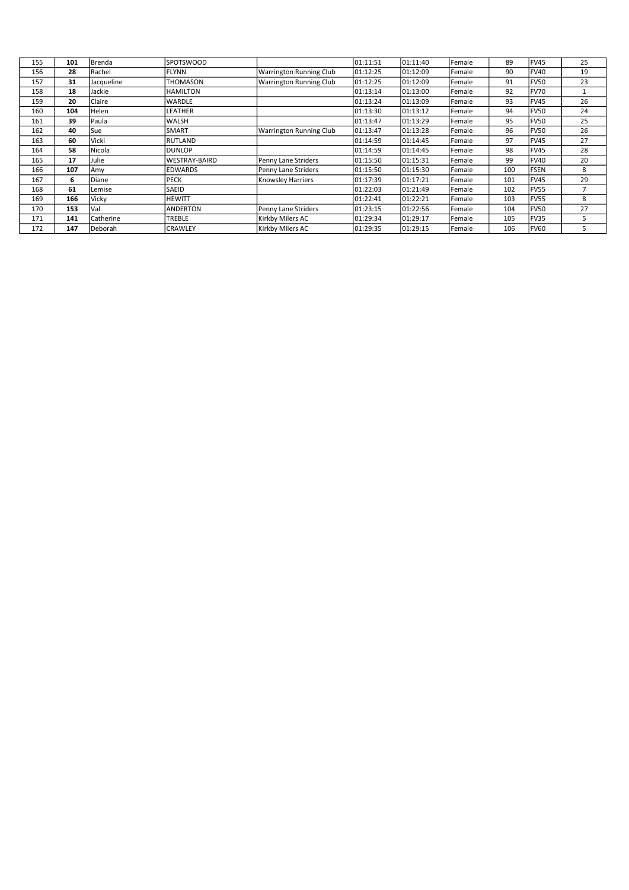| | | | | | | | | | | |
|---|---|---|---|---|---|---|---|---|---|---|
| 155 | **101** | Brenda | SPOTSWOOD | | 01:11:51 | 01:11:40 | Female | 89 | FV45 | 25 |
| 156 | **28** | Rachel | FLYNN | Warrington Running Club | 01:12:25 | 01:12:09 | Female | 90 | FV40 | 19 |
| 157 | **31** | Jacqueline | THOMASON | Warrington Running Club | 01:12:25 | 01:12:09 | Female | 91 | FV50 | 23 |
| 158 | **18** | Jackie | HAMILTON | | 01:13:14 | 01:13:00 | Female | 92 | FV70 | 1 |
| 159 | **20** | Claire | WARDLE | | 01:13:24 | 01:13:09 | Female | 93 | FV45 | 26 |
| 160 | **104** | Helen | LEATHER | | 01:13:30 | 01:13:12 | Female | 94 | FV50 | 24 |
| 161 | **39** | Paula | WALSH | | 01:13:47 | 01:13:29 | Female | 95 | FV50 | 25 |
| 162 | **40** | Sue | SMART | Warrington Running Club | 01:13:47 | 01:13:28 | Female | 96 | FV50 | 26 |
| 163 | **60** | Vicki | RUTLAND | | 01:14:59 | 01:14:45 | Female | 97 | FV45 | 27 |
| 164 | **58** | Nicola | DUNLOP | | 01:14:59 | 01:14:45 | Female | 98 | FV45 | 28 |
| 165 | **17** | Julie | WESTRAY-BAIRD | Penny Lane Striders | 01:15:50 | 01:15:31 | Female | 99 | FV40 | 20 |
| 166 | **107** | Amy | EDWARDS | Penny Lane Striders | 01:15:50 | 01:15:30 | Female | 100 | FSEN | 8 |
| 167 | **6** | Diane | PECK | Knowsley Harriers | 01:17:39 | 01:17:21 | Female | 101 | FV45 | 29 |
| 168 | **61** | Lemise | SAEID | | 01:22:03 | 01:21:49 | Female | 102 | FV55 | 7 |
| 169 | **166** | Vicky | HEWITT | | 01:22:41 | 01:22:21 | Female | 103 | FV55 | 8 |
| 170 | **153** | Val | ANDERTON | Penny Lane Striders | 01:23:15 | 01:22:56 | Female | 104 | FV50 | 27 |
| 171 | **141** | Catherine | TREBLE | Kirkby Milers AC | 01:29:34 | 01:29:17 | Female | 105 | FV35 | 5 |
| 172 | **147** | Deborah | CRAWLEY | Kirkby Milers AC | 01:29:35 | 01:29:15 | Female | 106 | FV60 | 5 |